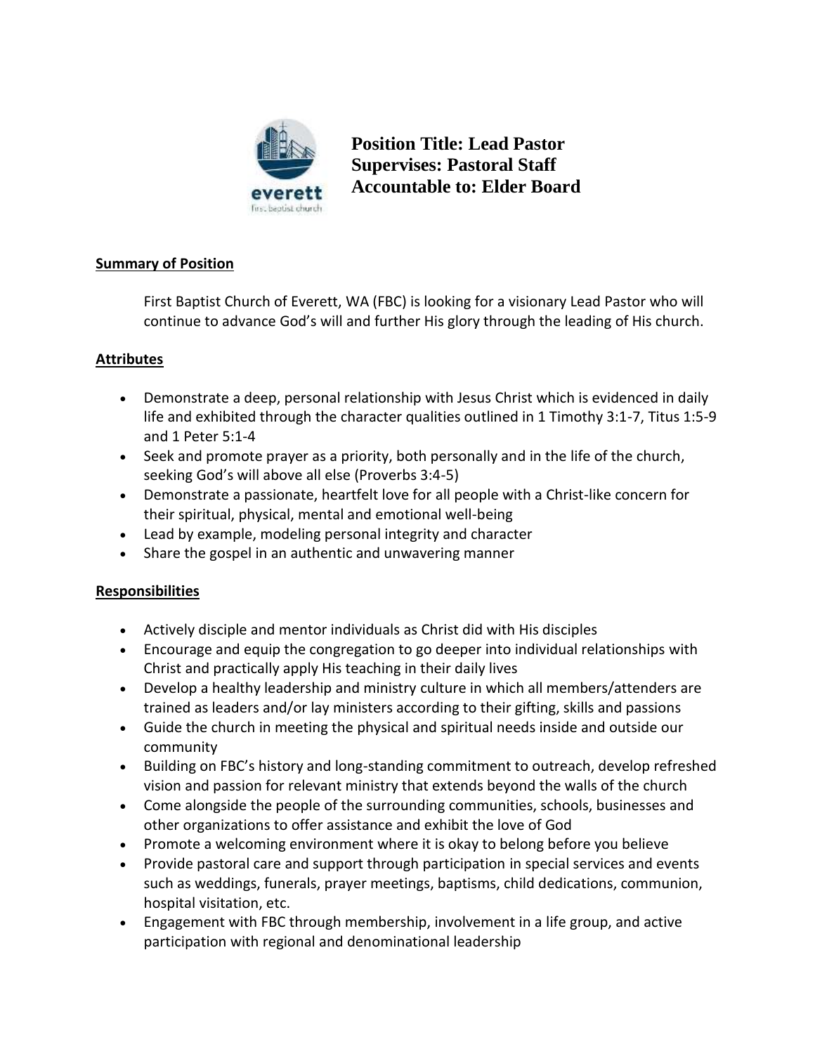**Position Title: Lead Pastor**
**Supervises: Pastoral Staff**
**Accountable to: Elder Board**

## Summary of Position

First Baptist Church of Everett, WA (FBC) is looking for a visionary Lead Pastor who will continue to advance God's will and further His glory through the leading of His church.

## Attributes

- Demonstrate a deep, personal relationship with Jesus Christ which is evidenced in daily life and exhibited through the character qualities outlined in 1 Timothy 3:1-7, Titus 1:5-9 and 1 Peter 5:1-4
- Seek and promote prayer as a priority, both personally and in the life of the church, seeking God's will above all else (Proverbs 3:4-5)
- Demonstrate a passionate, heartfelt love for all people with a Christ-like concern for their spiritual, physical, mental and emotional well-being
- Lead by example, modeling personal integrity and character
- Share the gospel in an authentic and unwavering manner

## Responsibilities

- Actively disciple and mentor individuals as Christ did with His disciples
- Encourage and equip the congregation to go deeper into individual relationships with Christ and practically apply His teaching in their daily lives
- Develop a healthy leadership and ministry culture in which all members/attenders are trained as leaders and/or lay ministers according to their gifting, skills and passions
- Guide the church in meeting the physical and spiritual needs inside and outside our community
- Building on FBC's history and long-standing commitment to outreach, develop refreshed vision and passion for relevant ministry that extends beyond the walls of the church
- Come alongside the people of the surrounding communities, schools, businesses and other organizations to offer assistance and exhibit the love of God
- Promote a welcoming environment where it is okay to belong before you believe
- Provide pastoral care and support through participation in special services and events such as weddings, funerals, prayer meetings, baptisms, child dedications, communion, hospital visitation, etc.
- Engagement with FBC through membership, involvement in a life group, and active participation with regional and denominational leadership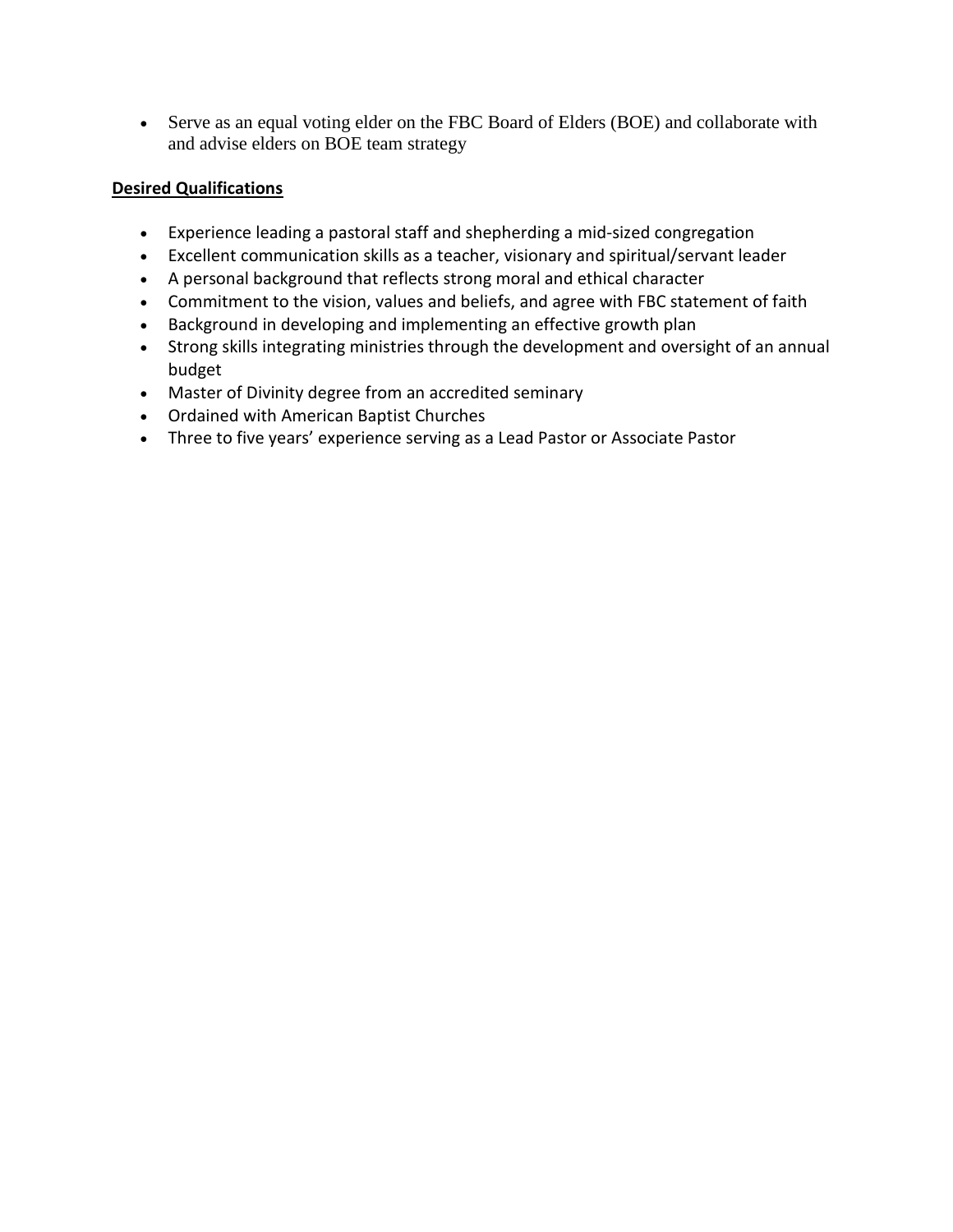- Serve as an equal voting elder on the FBC Board of Elders (BOE) and collaborate with and advise elders on BOE team strategy

**Desired Qualifications**

- Experience leading a pastoral staff and shepherding a mid-sized congregation
- Excellent communication skills as a teacher, visionary and spiritual/servant leader
- A personal background that reflects strong moral and ethical character
- Commitment to the vision, values and beliefs, and agree with FBC statement of faith
- Background in developing and implementing an effective growth plan
- Strong skills integrating ministries through the development and oversight of an annual budget
- Master of Divinity degree from an accredited seminary
- Ordained with American Baptist Churches
- Three to five years' experience serving as a Lead Pastor or Associate Pastor